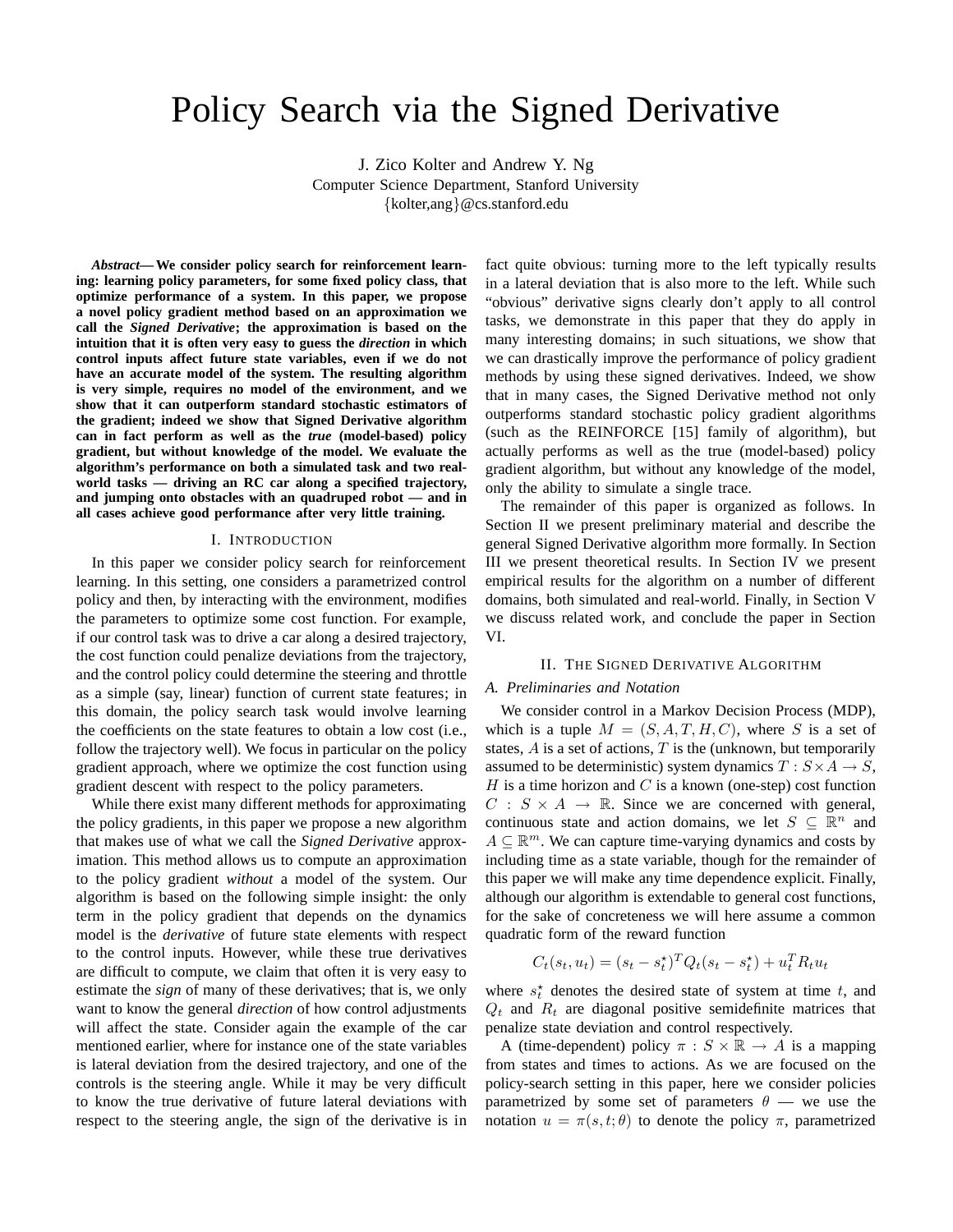# Policy Search via the Signed Derivative

J. Zico Kolter and Andrew Y. Ng
Computer Science Department, Stanford University
{kolter,ang}@cs.stanford.edu

***Abstract*— We consider policy search for reinforcement learning: learning policy parameters, for some fixed policy class, that optimize performance of a system. In this paper, we propose a novel policy gradient method based on an approximation we call the *Signed Derivative*; the approximation is based on the intuition that it is often very easy to guess the *direction* in which control inputs affect future state variables, even if we do not have an accurate model of the system. The resulting algorithm is very simple, requires no model of the environment, and we show that it can outperform standard stochastic estimators of the gradient; indeed we show that Signed Derivative algorithm can in fact perform as well as the *true* (model-based) policy gradient, but without knowledge of the model. We evaluate the algorithm's performance on both a simulated task and two real-world tasks — driving an RC car along a specified trajectory, and jumping onto obstacles with an quadruped robot — and in all cases achieve good performance after very little training.**

## I. Introduction

In this paper we consider policy search for reinforcement learning. In this setting, one considers a parametrized control policy and then, by interacting with the environment, modifies the parameters to optimize some cost function. For example, if our control task was to drive a car along a desired trajectory, the cost function could penalize deviations from the trajectory, and the control policy could determine the steering and throttle as a simple (say, linear) function of current state features; in this domain, the policy search task would involve learning the coefficients on the state features to obtain a low cost (i.e., follow the trajectory well). We focus in particular on the policy gradient approach, where we optimize the cost function using gradient descent with respect to the policy parameters.

While there exist many different methods for approximating the policy gradients, in this paper we propose a new algorithm that makes use of what we call the *Signed Derivative* approximation. This method allows us to compute an approximation to the policy gradient *without* a model of the system. Our algorithm is based on the following simple insight: the only term in the policy gradient that depends on the dynamics model is the *derivative* of future state elements with respect to the control inputs. However, while these true derivatives are difficult to compute, we claim that often it is very easy to estimate the *sign* of many of these derivatives; that is, we only want to know the general *direction* of how control adjustments will affect the state. Consider again the example of the car mentioned earlier, where for instance one of the state variables is lateral deviation from the desired trajectory, and one of the controls is the steering angle. While it may be very difficult to know the true derivative of future lateral deviations with respect to the steering angle, the sign of the derivative is in fact quite obvious: turning more to the left typically results in a lateral deviation that is also more to the left. While such "obvious" derivative signs clearly don't apply to all control tasks, we demonstrate in this paper that they do apply in many interesting domains; in such situations, we show that we can drastically improve the performance of policy gradient methods by using these signed derivatives. Indeed, we show that in many cases, the Signed Derivative method not only outperforms standard stochastic policy gradient algorithms (such as the REINFORCE [15] family of algorithm), but actually performs as well as the true (model-based) policy gradient algorithm, but without any knowledge of the model, only the ability to simulate a single trace.

The remainder of this paper is organized as follows. In Section II we present preliminary material and describe the general Signed Derivative algorithm more formally. In Section III we present theoretical results. In Section IV we present empirical results for the algorithm on a number of different domains, both simulated and real-world. Finally, in Section V we discuss related work, and conclude the paper in Section VI.

## II. The Signed Derivative Algorithm

### A. Preliminaries and Notation

We consider control in a Markov Decision Process (MDP), which is a tuple $M = (S, A, T, H, C)$, where $S$ is a set of states, $A$ is a set of actions, $T$ is the (unknown, but temporarily assumed to be deterministic) system dynamics $T : S \times A \to S$, $H$ is a time horizon and $C$ is a known (one-step) cost function $C : S \times A \to \mathbb{R}$. Since we are concerned with general, continuous state and action domains, we let $S \subseteq \mathbb{R}^n$ and $A \subseteq \mathbb{R}^m$. We can capture time-varying dynamics and costs by including time as a state variable, though for the remainder of this paper we will make any time dependence explicit. Finally, although our algorithm is extendable to general cost functions, for the sake of concreteness we will here assume a common quadratic form of the reward function

$$C_t(s_t, u_t) = (s_t - s_t^\star)^T Q_t (s_t - s_t^\star) + u_t^T R_t u_t$$

where $s_t^\star$ denotes the desired state of system at time $t$, and $Q_t$ and $R_t$ are diagonal positive semidefinite matrices that penalize state deviation and control respectively.

A (time-dependent) policy $\pi : S \times \mathbb{R} \to A$ is a mapping from states and times to actions. As we are focused on the policy-search setting in this paper, here we consider policies parametrized by some set of parameters $\theta$ — we use the notation $u = \pi(s, t; \theta)$ to denote the policy $\pi$, parametrized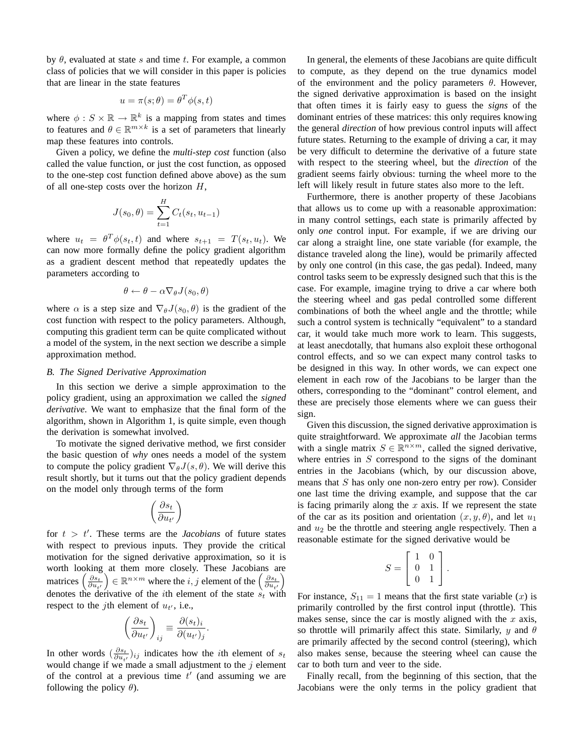by $\theta$, evaluated at state $s$ and time $t$. For example, a common class of policies that we will consider in this paper is policies that are linear in the state features

$$u = \pi(s; \theta) = \theta^T \phi(s, t)$$

where $\phi : S \times \mathbb{R} \rightarrow \mathbb{R}^k$ is a mapping from states and times to features and $\theta \in \mathbb{R}^{m \times k}$ is a set of parameters that linearly map these features into controls.

Given a policy, we define the *multi-step cost* function (also called the value function, or just the cost function, as opposed to the one-step cost function defined above above) as the sum of all one-step costs over the horizon $H$,

$$J(s_0, \theta) = \sum_{t=1}^{H} C_t(s_t, u_{t-1})$$

where $u_t = \theta^T \phi(s_t, t)$ and where $s_{t+1} = T(s_t, u_t)$. We can now more formally define the policy gradient algorithm as a gradient descent method that repeatedly updates the parameters according to

$$\theta \leftarrow \theta - \alpha \nabla_\theta J(s_0, \theta)$$

where $\alpha$ is a step size and $\nabla_\theta J(s_0, \theta)$ is the gradient of the cost function with respect to the policy parameters. Although, computing this gradient term can be quite complicated without a model of the system, in the next section we describe a simple approximation method.

### B. The Signed Derivative Approximation

In this section we derive a simple approximation to the policy gradient, using an approximation we called the *signed derivative*. We want to emphasize that the final form of the algorithm, shown in Algorithm 1, is quite simple, even though the derivation is somewhat involved.

To motivate the signed derivative method, we first consider the basic question of *why* ones needs a model of the system to compute the policy gradient $\nabla_\theta J(s, \theta)$. We will derive this result shortly, but it turns out that the policy gradient depends on the model only through terms of the form

$$\left( \frac{\partial s_t}{\partial u_{t'}} \right)$$

for $t > t'$. These terms are the *Jacobians* of future states with respect to previous inputs. They provide the critical motivation for the signed derivative approximation, so it is worth looking at them more closely. These Jacobians are matrices $\left( \frac{\partial s_t}{\partial u_{t'}} \right) \in \mathbb{R}^{n \times m}$ where the $i, j$ element of the $\left( \frac{\partial s_t}{\partial u_{t'}} \right)$ denotes the derivative of the $i$th element of the state $s_t$ with respect to the $j$th element of $u_{t'}$, i.e.,

$$\left( \frac{\partial s_t}{\partial u_{t'}} \right)_{ij} \equiv \frac{\partial (s_t)_i}{\partial (u_{t'})_j}.$$

In other words $(\frac{\partial s_t}{\partial u_{t'}})_{ij}$ indicates how the $i$th element of $s_t$ would change if we made a small adjustment to the $j$ element of the control at a previous time $t'$ (and assuming we are following the policy $\theta$).

In general, the elements of these Jacobians are quite difficult to compute, as they depend on the true dynamics model of the environment and the policy parameters $\theta$. However, the signed derivative approximation is based on the insight that often times it is fairly easy to guess the *signs* of the dominant entries of these matrices: this only requires knowing the general *direction* of how previous control inputs will affect future states. Returning to the example of driving a car, it may be very difficult to determine the derivative of a future state with respect to the steering wheel, but the *direction* of the gradient seems fairly obvious: turning the wheel more to the left will likely result in future states also more to the left.

Furthermore, there is another property of these Jacobians that allows us to come up with a reasonable approximation: in many control settings, each state is primarily affected by only *one* control input. For example, if we are driving our car along a straight line, one state variable (for example, the distance traveled along the line), would be primarily affected by only one control (in this case, the gas pedal). Indeed, many control tasks seem to be expressly designed such that this is the case. For example, imagine trying to drive a car where both the steering wheel and gas pedal controlled some different combinations of both the wheel angle and the throttle; while such a control system is technically "equivalent" to a standard car, it would take much more work to learn. This suggests, at least anecdotally, that humans also exploit these orthogonal control effects, and so we can expect many control tasks to be designed in this way. In other words, we can expect one element in each row of the Jacobians to be larger than the others, corresponding to the "dominant" control element, and these are precisely those elements where we can guess their sign.

Given this discussion, the signed derivative approximation is quite straightforward. We approximate *all* the Jacobian terms with a single matrix $S \in \mathbb{R}^{n \times m}$, called the signed derivative, where entries in $S$ correspond to the signs of the dominant entries in the Jacobians (which, by our discussion above, means that $S$ has only one non-zero entry per row). Consider one last time the driving example, and suppose that the car is facing primarily along the $x$ axis. If we represent the state of the car as its position and orientation $(x, y, \theta)$, and let $u_1$ and $u_2$ be the throttle and steering angle respectively. Then a reasonable estimate for the signed derivative would be

$$S = \begin{bmatrix} 1 & 0 \\ 0 & 1 \\ 0 & 1 \end{bmatrix}.$$

For instance, $S_{11} = 1$ means that the first state variable ($x$) is primarily controlled by the first control input (throttle). This makes sense, since the car is mostly aligned with the $x$ axis, so throttle will primarily affect this state. Similarly, $y$ and $\theta$ are primarily affected by the second control (steering), which also makes sense, because the steering wheel can cause the car to both turn and veer to the side.

Finally recall, from the beginning of this section, that the Jacobians were the only terms in the policy gradient that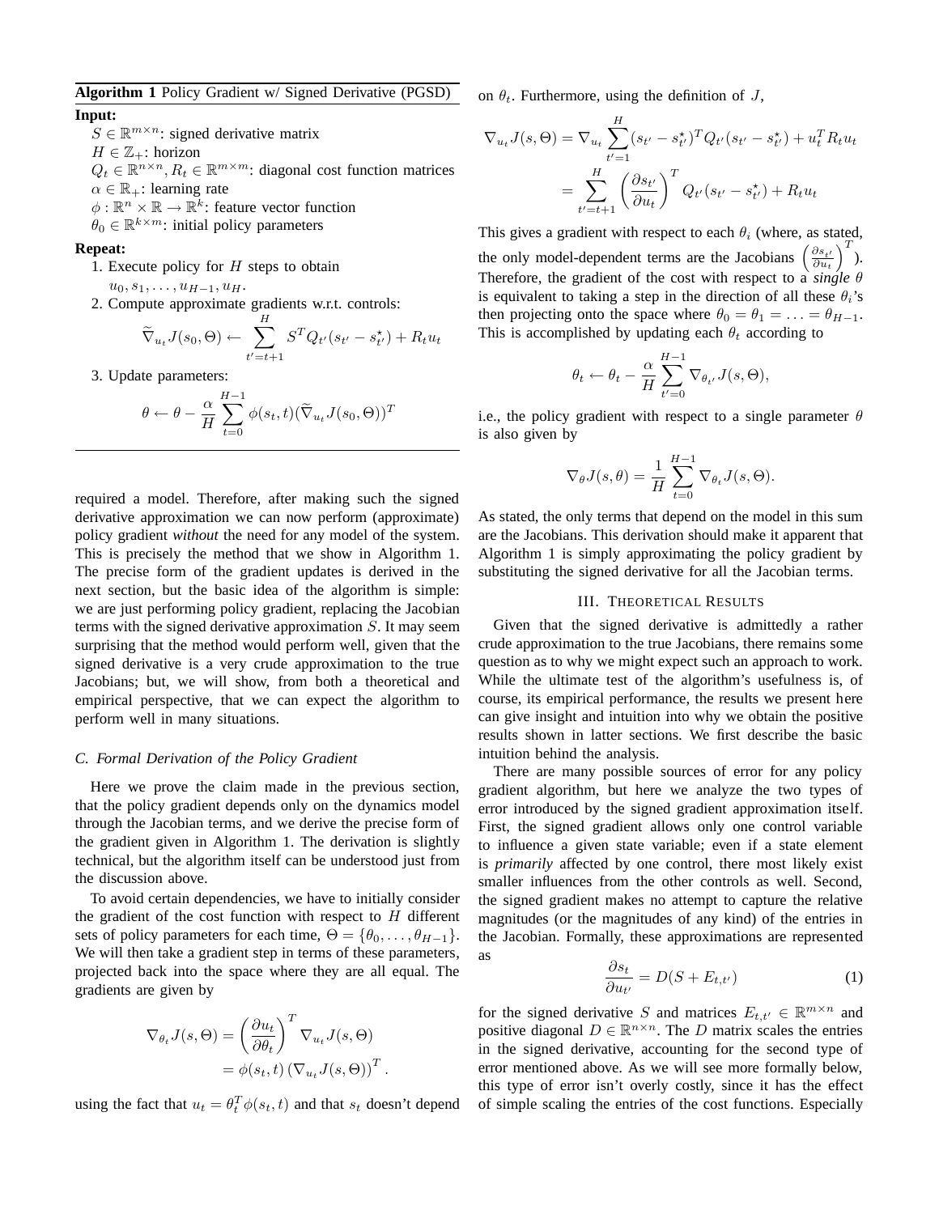**Algorithm 1** Policy Gradient w/ Signed Derivative (PGSD)

**Input:**

$S \in \mathbb{R}^{m \times n}$: signed derivative matrix
$H \in \mathbb{Z}_+$: horizon
$Q_t \in \mathbb{R}^{n \times n}, R_t \in \mathbb{R}^{m \times m}$: diagonal cost function matrices
$\alpha \in \mathbb{R}_+$: learning rate
$\phi : \mathbb{R}^n \times \mathbb{R} \rightarrow \mathbb{R}^k$: feature vector function
$\theta_0 \in \mathbb{R}^{k \times m}$: initial policy parameters

**Repeat:**

1. Execute policy for $H$ steps to obtain $u_0, s_1, \ldots, u_{H-1}, u_H$.
2. Compute approximate gradients w.r.t. controls:
$$\widetilde{\nabla}_{u_t} J(s_0, \Theta) \leftarrow \sum_{t'=t+1}^{H} S^T Q_{t'}(s_{t'} - s^\star_{t'}) + R_t u_t$$
3. Update parameters:
$$\theta \leftarrow \theta - \frac{\alpha}{H} \sum_{t=0}^{H-1} \phi(s_t, t) (\widetilde{\nabla}_{u_t} J(s_0, \Theta))^T$$

required a model. Therefore, after making such the signed derivative approximation we can now perform (approximate) policy gradient *without* the need for any model of the system. This is precisely the method that we show in Algorithm 1. The precise form of the gradient updates is derived in the next section, but the basic idea of the algorithm is simple: we are just performing policy gradient, replacing the Jacobian terms with the signed derivative approximation $S$. It may seem surprising that the method would perform well, given that the signed derivative is a very crude approximation to the true Jacobians; but, we will show, from both a theoretical and empirical perspective, that we can expect the algorithm to perform well in many situations.

### C. Formal Derivation of the Policy Gradient

Here we prove the claim made in the previous section, that the policy gradient depends only on the dynamics model through the Jacobian terms, and we derive the precise form of the gradient given in Algorithm 1. The derivation is slightly technical, but the algorithm itself can be understood just from the discussion above.

To avoid certain dependencies, we have to initially consider the gradient of the cost function with respect to $H$ different sets of policy parameters for each time, $\Theta = \{\theta_0, \ldots, \theta_{H-1}\}$. We will then take a gradient step in terms of these parameters, projected back into the space where they are all equal. The gradients are given by

$$\begin{aligned}
\nabla_{\theta_t} J(s, \Theta) &= \left(\frac{\partial u_t}{\partial \theta_t}\right)^T \nabla_{u_t} J(s, \Theta) \\
&= \phi(s_t, t) \left(\nabla_{u_t} J(s, \Theta)\right)^T.
\end{aligned}$$

using the fact that $u_t = \theta_t^T \phi(s_t, t)$ and that $s_t$ doesn't depend on $\theta_t$. Furthermore, using the definition of $J$,

$$\begin{aligned}
\nabla_{u_t} J(s, \Theta) &= \nabla_{u_t} \sum_{t'=1}^{H} (s_{t'} - s^\star_{t'})^T Q_{t'} (s_{t'} - s^\star_{t'}) + u_t^T R_t u_t \\
&= \sum_{t'=t+1}^{H} \left(\frac{\partial s_{t'}}{\partial u_t}\right)^T Q_{t'} (s_{t'} - s^\star_{t'}) + R_t u_t
\end{aligned}$$

This gives a gradient with respect to each $\theta_i$ (where, as stated, the only model-dependent terms are the Jacobians $\left(\frac{\partial s_{t'}}{\partial u_t}\right)^T$). Therefore, the gradient of the cost with respect to a *single* $\theta$ is equivalent to taking a step in the direction of all these $\theta_i$'s then projecting onto the space where $\theta_0 = \theta_1 = \ldots = \theta_{H-1}$. This is accomplished by updating each $\theta_t$ according to

$$\theta_t \leftarrow \theta_t - \frac{\alpha}{H} \sum_{t'=0}^{H-1} \nabla_{\theta_{t'}} J(s, \Theta),$$

i.e., the policy gradient with respect to a single parameter $\theta$ is also given by

$$\nabla_\theta J(s, \theta) = \frac{1}{H} \sum_{t=0}^{H-1} \nabla_{\theta_t} J(s, \Theta).$$

As stated, the only terms that depend on the model in this sum are the Jacobians. This derivation should make it apparent that Algorithm 1 is simply approximating the policy gradient by substituting the signed derivative for all the Jacobian terms.

## III. Theoretical Results

Given that the signed derivative is admittedly a rather crude approximation to the true Jacobians, there remains some question as to why we might expect such an approach to work. While the ultimate test of the algorithm's usefulness is, of course, its empirical performance, the results we present here can give insight and intuition into why we obtain the positive results shown in latter sections. We first describe the basic intuition behind the analysis.

There are many possible sources of error for any policy gradient algorithm, but here we analyze the two types of error introduced by the signed gradient approximation itself. First, the signed gradient allows only one control variable to influence a given state variable; even if a state element is *primarily* affected by one control, there most likely exist smaller influences from the other controls as well. Second, the signed gradient makes no attempt to capture the relative magnitudes (or the magnitudes of any kind) of the entries in the Jacobian. Formally, these approximations are represented as

$$\frac{\partial s_t}{\partial u_{t'}} = D(S + E_{t,t'}) \tag{1}$$

for the signed derivative $S$ and matrices $E_{t,t'} \in \mathbb{R}^{m \times n}$ and positive diagonal $D \in \mathbb{R}^{n \times n}$. The $D$ matrix scales the entries in the signed derivative, accounting for the second type of error mentioned above. As we will see more formally below, this type of error isn't overly costly, since it has the effect of simple scaling the entries of the cost functions. Especially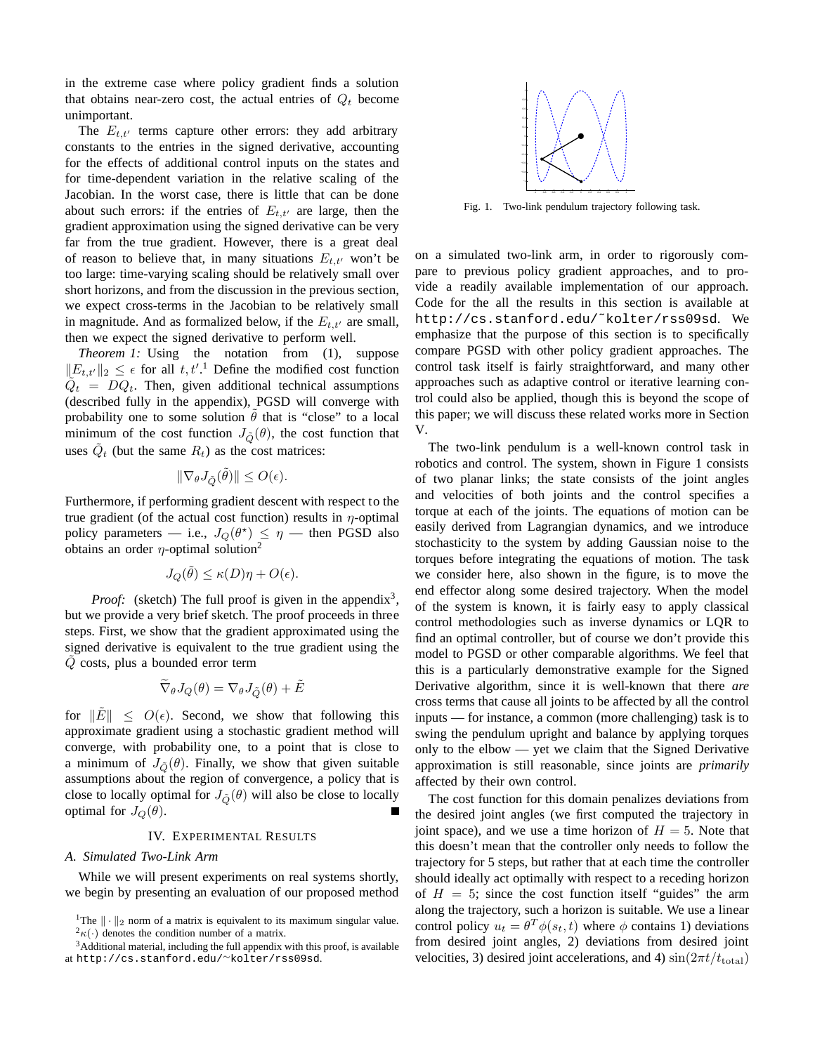in the extreme case where policy gradient finds a solution that obtains near-zero cost, the actual entries of $Q_t$ become unimportant.

The $E_{t,t'}$ terms capture other errors: they add arbitrary constants to the entries in the signed derivative, accounting for the effects of additional control inputs on the states and for time-dependent variation in the relative scaling of the Jacobian. In the worst case, there is little that can be done about such errors: if the entries of $E_{t,t'}$ are large, then the gradient approximation using the signed derivative can be very far from the true gradient. However, there is a great deal of reason to believe that, in many situations $E_{t,t'}$ won't be too large: time-varying scaling should be relatively small over short horizons, and from the discussion in the previous section, we expect cross-terms in the Jacobian to be relatively small in magnitude. And as formalized below, if the $E_{t,t'}$ are small, then we expect the signed derivative to perform well.

*Theorem 1:* Using the notation from (1), suppose $\|E_{t,t'}\|_2 \leq \epsilon$ for all $t, t'$.[1] Define the modified cost function $\tilde{Q}_t = DQ_t$. Then, given additional technical assumptions (described fully in the appendix), PGSD will converge with probability one to some solution $\tilde{\theta}$ that is "close" to a local minimum of the cost function $J_{\tilde{Q}}(\theta)$, the cost function that uses $\tilde{Q}_t$ (but the same $R_t$) as the cost matrices:

$$\|\nabla_\theta J_{\tilde{Q}}(\tilde{\theta})\| \leq O(\epsilon).$$

Furthermore, if performing gradient descent with respect to the true gradient (of the actual cost function) results in $\eta$-optimal policy parameters — i.e., $J_Q(\theta^\star) \leq \eta$ — then PGSD also obtains an order $\eta$-optimal solution[2]

$$J_Q(\tilde{\theta}) \leq \kappa(D)\eta + O(\epsilon).$$

*Proof:* (sketch) The full proof is given in the appendix[3], but we provide a very brief sketch. The proof proceeds in three steps. First, we show that the gradient approximated using the signed derivative is equivalent to the true gradient using the $\tilde{Q}$ costs, plus a bounded error term

$$\widetilde{\nabla}_\theta J_Q(\theta) = \nabla_\theta J_{\tilde{Q}}(\theta) + \tilde{E}$$

for $\|\tilde{E}\| \leq O(\epsilon)$. Second, we show that following this approximate gradient using a stochastic gradient method will converge, with probability one, to a point that is close to a minimum of $J_{\tilde{Q}}(\theta)$. Finally, we show that given suitable assumptions about the region of convergence, a policy that is close to locally optimal for $J_{\tilde{Q}}(\theta)$ will also be close to locally optimal for $J_Q(\theta)$. ■

## IV. Experimental Results

### A. Simulated Two-Link Arm

While we will present experiments on real systems shortly, we begin by presenting an evaluation of our proposed method on a simulated two-link arm, in order to rigorously compare to previous policy gradient approaches, and to provide a readily available implementation of our approach. Code for the all the results in this section is available at `http://cs.stanford.edu/~kolter/rss09sd`. We emphasize that the purpose of this section is to specifically compare PGSD with other policy gradient approaches. The control task itself is fairly straightforward, and many other approaches such as adaptive control or iterative learning control could also be applied, though this is beyond the scope of this paper; we will discuss these related works more in Section V.

Fig. 1. Two-link pendulum trajectory following task.

The two-link pendulum is a well-known control task in robotics and control. The system, shown in Figure 1 consists of two planar links; the state consists of the joint angles and velocities of both joints and the control specifies a torque at each of the joints. The equations of motion can be easily derived from Lagrangian dynamics, and we introduce stochasticity to the system by adding Gaussian noise to the torques before integrating the equations of motion. The task we consider here, also shown in the figure, is to move the end effector along some desired trajectory. When the model of the system is known, it is fairly easy to apply classical control methodologies such as inverse dynamics or LQR to find an optimal controller, but of course we don't provide this model to PGSD or other comparable algorithms. We feel that this is a particularly demonstrative example for the Signed Derivative algorithm, since it is well-known that there *are* cross terms that cause all joints to be affected by all the control inputs — for instance, a common (more challenging) task is to swing the pendulum upright and balance by applying torques only to the elbow — yet we claim that the Signed Derivative approximation is still reasonable, since joints are *primarily* affected by their own control.

The cost function for this domain penalizes deviations from the desired joint angles (we first computed the trajectory in joint space), and we use a time horizon of $H = 5$. Note that this doesn't mean that the controller only needs to follow the trajectory for 5 steps, but rather that at each time the controller should ideally act optimally with respect to a receding horizon of $H = 5$; since the cost function itself "guides" the arm along the trajectory, such a horizon is suitable. We use a linear control policy $u_t = \theta^T \phi(s_t, t)$ where $\phi$ contains 1) deviations from desired joint angles, 2) deviations from desired joint velocities, 3) desired joint accelerations, and 4) $\sin(2\pi t/t_{\mathrm{total}})$

[1] The $\|\cdot\|_2$ norm of a matrix is equivalent to its maximum singular value.

[2] $\kappa(\cdot)$ denotes the condition number of a matrix.

[3] Additional material, including the full appendix with this proof, is available at `http://cs.stanford.edu/~kolter/rss09sd`.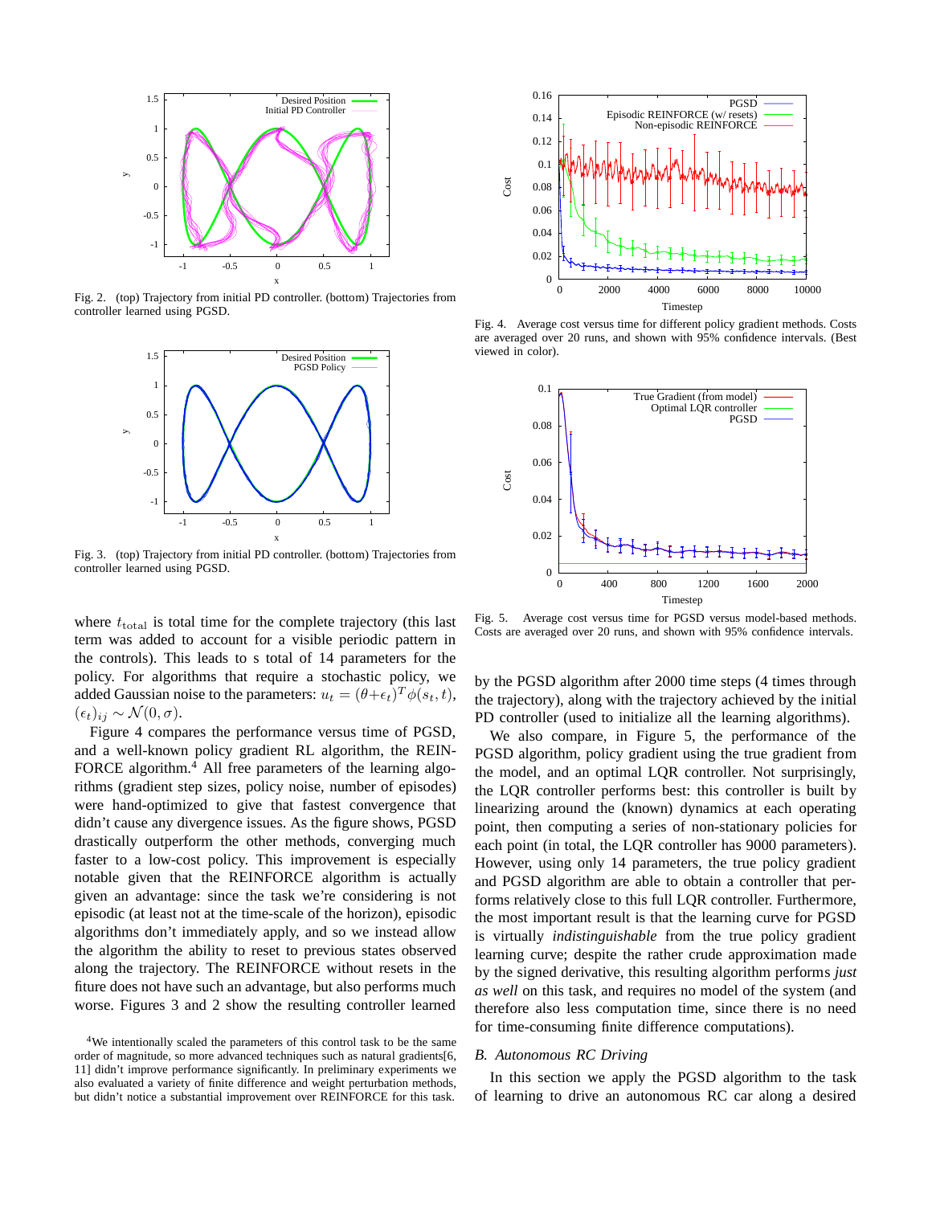Fig. 2. (top) Trajectory from initial PD controller. (bottom) Trajectories from controller learned using PGSD.

Fig. 3. (top) Trajectory from initial PD controller. (bottom) Trajectories from controller learned using PGSD.

where $t_{\text{total}}$ is total time for the complete trajectory (this last term was added to account for a visible periodic pattern in the controls). This leads to s total of 14 parameters for the policy. For algorithms that require a stochastic policy, we added Gaussian noise to the parameters: $u_t = (\theta + \epsilon_t)^T \phi(s_t, t)$, $(\epsilon_t)_{ij} \sim \mathcal{N}(0, \sigma)$.

Figure 4 compares the performance versus time of PGSD, and a well-known policy gradient RL algorithm, the REINFORCE algorithm.[4] All free parameters of the learning algorithms (gradient step sizes, policy noise, number of episodes) were hand-optimized to give that fastest convergence that didn't cause any divergence issues. As the figure shows, PGSD drastically outperform the other methods, converging much faster to a low-cost policy. This improvement is especially notable given that the REINFORCE algorithm is actually given an advantage: since the task we're considering is not episodic (at least not at the time-scale of the horizon), episodic algorithms don't immediately apply, and so we instead allow the algorithm the ability to reset to previous states observed along the trajectory. The REINFORCE without resets in the fiture does not have such an advantage, but also performs much worse. Figures 3 and 2 show the resulting controller learned by the PGSD algorithm after 2000 time steps (4 times through the trajectory), along with the trajectory achieved by the initial PD controller (used to initialize all the learning algorithms).

[4]We intentionally scaled the parameters of this control task to be the same order of magnitude, so more advanced techniques such as natural gradients[6, 11] didn't improve performance significantly. In preliminary experiments we also evaluated a variety of finite difference and weight perturbation methods, but didn't notice a substantial improvement over REINFORCE for this task.

Fig. 4. Average cost versus time for different policy gradient methods. Costs are averaged over 20 runs, and shown with 95% confidence intervals. (Best viewed in color).

Fig. 5. Average cost versus time for PGSD versus model-based methods. Costs are averaged over 20 runs, and shown with 95% confidence intervals.

We also compare, in Figure 5, the performance of the PGSD algorithm, policy gradient using the true gradient from the model, and an optimal LQR controller. Not surprisingly, the LQR controller performs best: this controller is built by linearizing around the (known) dynamics at each operating point, then computing a series of non-stationary policies for each point (in total, the LQR controller has 9000 parameters). However, using only 14 parameters, the true policy gradient and PGSD algorithm are able to obtain a controller that performs relatively close to this full LQR controller. Furthermore, the most important result is that the learning curve for PGSD is virtually *indistinguishable* from the true policy gradient learning curve; despite the rather crude approximation made by the signed derivative, this resulting algorithm performs *just as well* on this task, and requires no model of the system (and therefore also less computation time, since there is no need for time-consuming finite difference computations).

### B. Autonomous RC Driving

In this section we apply the PGSD algorithm to the task of learning to drive an autonomous RC car along a desired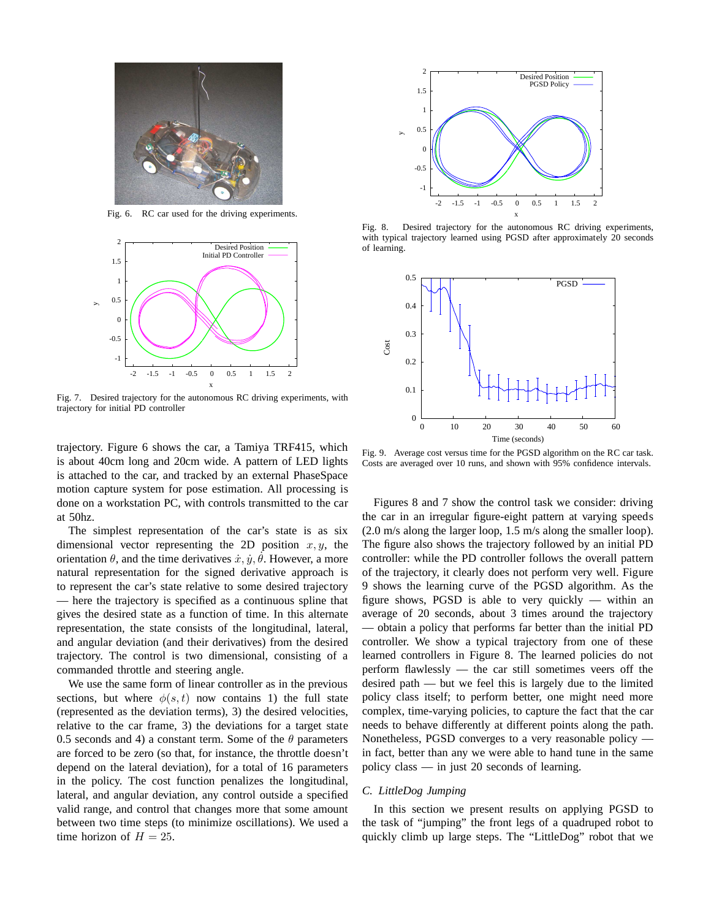Fig. 6. RC car used for the driving experiments.

Fig. 7. Desired trajectory for the autonomous RC driving experiments, with trajectory for initial PD controller

Fig. 8. Desired trajectory for the autonomous RC driving experiments, with typical trajectory learned using PGSD after approximately 20 seconds of learning.

Fig. 9. Average cost versus time for the PGSD algorithm on the RC car task. Costs are averaged over 10 runs, and shown with 95% confidence intervals.

trajectory. Figure 6 shows the car, a Tamiya TRF415, which is about 40cm long and 20cm wide. A pattern of LED lights is attached to the car, and tracked by an external PhaseSpace motion capture system for pose estimation. All processing is done on a workstation PC, with controls transmitted to the car at 50hz.

The simplest representation of the car's state is as six dimensional vector representing the 2D position $x, y$, the orientation $\theta$, and the time derivatives $\dot{x}, \dot{y}, \dot{\theta}$. However, a more natural representation for the signed derivative approach is to represent the car's state relative to some desired trajectory — here the trajectory is specified as a continuous spline that gives the desired state as a function of time. In this alternate representation, the state consists of the longitudinal, lateral, and angular deviation (and their derivatives) from the desired trajectory. The control is two dimensional, consisting of a commanded throttle and steering angle.

We use the same form of linear controller as in the previous sections, but where $\phi(s,t)$ now contains 1) the full state (represented as the deviation terms), 3) the desired velocities, relative to the car frame, 3) the deviations for a target state 0.5 seconds and 4) a constant term. Some of the $\theta$ parameters are forced to be zero (so that, for instance, the throttle doesn't depend on the lateral deviation), for a total of 16 parameters in the policy. The cost function penalizes the longitudinal, lateral, and angular deviation, any control outside a specified valid range, and control that changes more that some amount between two time steps (to minimize oscillations). We used a time horizon of $H = 25$.

Figures 8 and 7 show the control task we consider: driving the car in an irregular figure-eight pattern at varying speeds (2.0 m/s along the larger loop, 1.5 m/s along the smaller loop). The figure also shows the trajectory followed by an initial PD controller: while the PD controller follows the overall pattern of the trajectory, it clearly does not perform very well. Figure 9 shows the learning curve of the PGSD algorithm. As the figure shows, PGSD is able to very quickly — within an average of 20 seconds, about 3 times around the trajectory — obtain a policy that performs far better than the initial PD controller. We show a typical trajectory from one of these learned controllers in Figure 8. The learned policies do not perform flawlessly — the car still sometimes veers off the desired path — but we feel this is largely due to the limited policy class itself; to perform better, one might need more complex, time-varying policies, to capture the fact that the car needs to behave differently at different points along the path. Nonetheless, PGSD converges to a very reasonable policy — in fact, better than any we were able to hand tune in the same policy class — in just 20 seconds of learning.

### C. LittleDog Jumping

In this section we present results on applying PGSD to the task of "jumping" the front legs of a quadruped robot to quickly climb up large steps. The "LittleDog" robot that we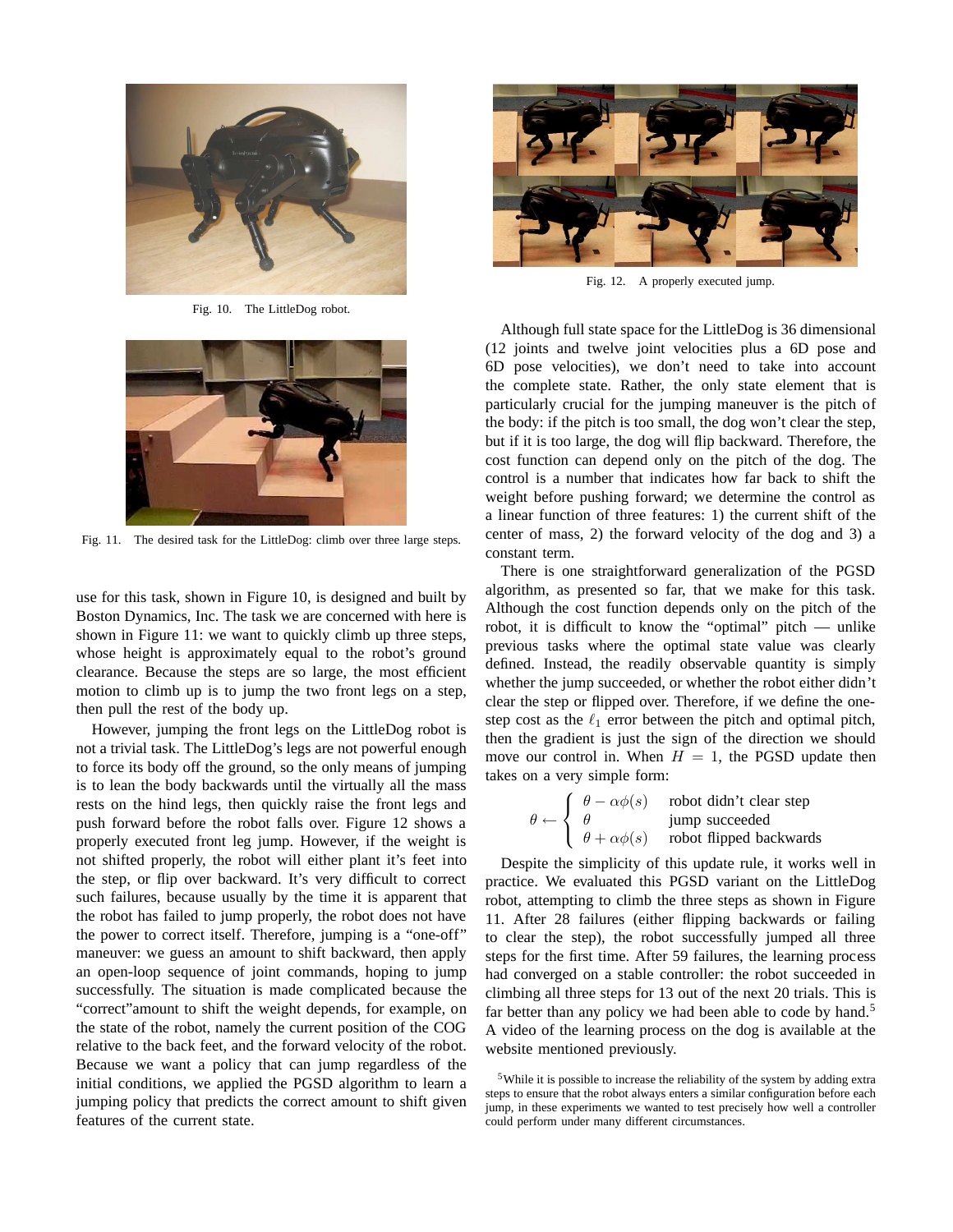Fig. 10. The LittleDog robot.

Fig. 11. The desired task for the LittleDog: climb over three large steps.

use for this task, shown in Figure 10, is designed and built by Boston Dynamics, Inc. The task we are concerned with here is shown in Figure 11: we want to quickly climb up three steps, whose height is approximately equal to the robot's ground clearance. Because the steps are so large, the most efficient motion to climb up is to jump the two front legs on a step, then pull the rest of the body up.

However, jumping the front legs on the LittleDog robot is not a trivial task. The LittleDog's legs are not powerful enough to force its body off the ground, so the only means of jumping is to lean the body backwards until the virtually all the mass rests on the hind legs, then quickly raise the front legs and push forward before the robot falls over. Figure 12 shows a properly executed front leg jump. However, if the weight is not shifted properly, the robot will either plant it's feet into the step, or flip over backward. It's very difficult to correct such failures, because usually by the time it is apparent that the robot has failed to jump properly, the robot does not have the power to correct itself. Therefore, jumping is a "one-off" maneuver: we guess an amount to shift backward, then apply an open-loop sequence of joint commands, hoping to jump successfully. The situation is made complicated because the "correct"amount to shift the weight depends, for example, on the state of the robot, namely the current position of the COG relative to the back feet, and the forward velocity of the robot. Because we want a policy that can jump regardless of the initial conditions, we applied the PGSD algorithm to learn a jumping policy that predicts the correct amount to shift given features of the current state.

Fig. 12. A properly executed jump.

Although full state space for the LittleDog is 36 dimensional (12 joints and twelve joint velocities plus a 6D pose and 6D pose velocities), we don't need to take into account the complete state. Rather, the only state element that is particularly crucial for the jumping maneuver is the pitch of the body: if the pitch is too small, the dog won't clear the step, but if it is too large, the dog will flip backward. Therefore, the cost function can depend only on the pitch of the dog. The control is a number that indicates how far back to shift the weight before pushing forward; we determine the control as a linear function of three features: 1) the current shift of the center of mass, 2) the forward velocity of the dog and 3) a constant term.

There is one straightforward generalization of the PGSD algorithm, as presented so far, that we make for this task. Although the cost function depends only on the pitch of the robot, it is difficult to know the "optimal" pitch — unlike previous tasks where the optimal state value was clearly defined. Instead, the readily observable quantity is simply whether the jump succeeded, or whether the robot either didn't clear the step or flipped over. Therefore, if we define the one-step cost as the $\ell_1$ error between the pitch and optimal pitch, then the gradient is just the sign of the direction we should move our control in. When $H = 1$, the PGSD update then takes on a very simple form:

$$\theta \leftarrow \begin{cases} \theta - \alpha\phi(s) & \text{robot didn't clear step} \\ \theta & \text{jump succeeded} \\ \theta + \alpha\phi(s) & \text{robot flipped backwards} \end{cases}$$

Despite the simplicity of this update rule, it works well in practice. We evaluated this PGSD variant on the LittleDog robot, attempting to climb the three steps as shown in Figure 11. After 28 failures (either flipping backwards or failing to clear the step), the robot successfully jumped all three steps for the first time. After 59 failures, the learning process had converged on a stable controller: the robot succeeded in climbing all three steps for 13 out of the next 20 trials. This is far better than any policy we had been able to code by hand.[5] A video of the learning process on the dog is available at the website mentioned previously.

[5]While it is possible to increase the reliability of the system by adding extra steps to ensure that the robot always enters a similar configuration before each jump, in these experiments we wanted to test precisely how well a controller could perform under many different circumstances.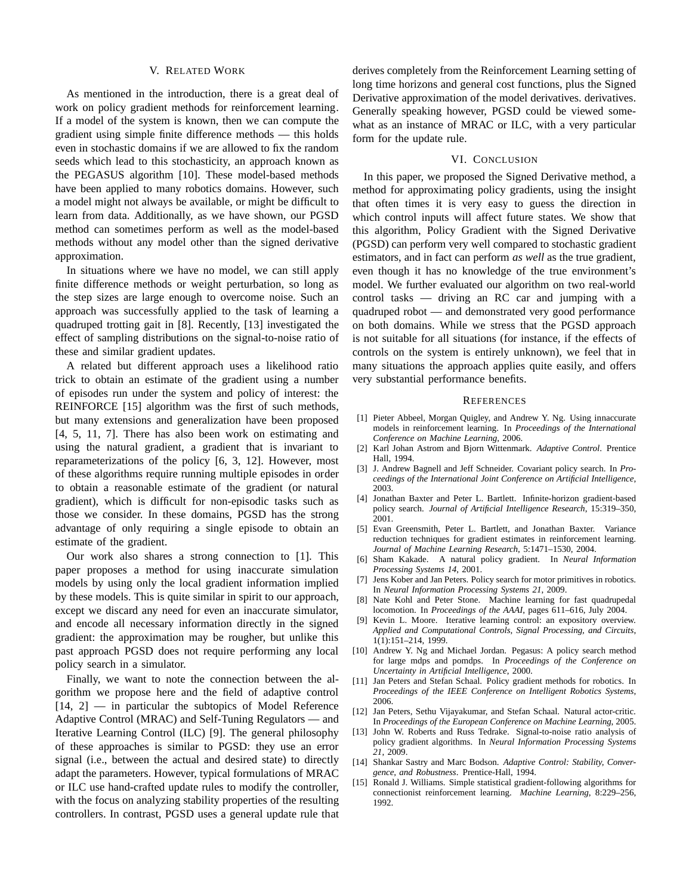## V. Related Work

As mentioned in the introduction, there is a great deal of work on policy gradient methods for reinforcement learning. If a model of the system is known, then we can compute the gradient using simple finite difference methods — this holds even in stochastic domains if we are allowed to fix the random seeds which lead to this stochasticity, an approach known as the PEGASUS algorithm [10]. These model-based methods have been applied to many robotics domains. However, such a model might not always be available, or might be difficult to learn from data. Additionally, as we have shown, our PGSD method can sometimes perform as well as the model-based methods without any model other than the signed derivative approximation.

In situations where we have no model, we can still apply finite difference methods or weight perturbation, so long as the step sizes are large enough to overcome noise. Such an approach was successfully applied to the task of learning a quadruped trotting gait in [8]. Recently, [13] investigated the effect of sampling distributions on the signal-to-noise ratio of these and similar gradient updates.

A related but different approach uses a likelihood ratio trick to obtain an estimate of the gradient using a number of episodes run under the system and policy of interest: the REINFORCE [15] algorithm was the first of such methods, but many extensions and generalization have been proposed [4, 5, 11, 7]. There has also been work on estimating and using the natural gradient, a gradient that is invariant to reparameterizations of the policy [6, 3, 12]. However, most of these algorithms require running multiple episodes in order to obtain a reasonable estimate of the gradient (or natural gradient), which is difficult for non-episodic tasks such as those we consider. In these domains, PGSD has the strong advantage of only requiring a single episode to obtain an estimate of the gradient.

Our work also shares a strong connection to [1]. This paper proposes a method for using inaccurate simulation models by using only the local gradient information implied by these models. This is quite similar in spirit to our approach, except we discard any need for even an inaccurate simulator, and encode all necessary information directly in the signed gradient: the approximation may be rougher, but unlike this past approach PGSD does not require performing any local policy search in a simulator.

Finally, we want to note the connection between the algorithm we propose here and the field of adaptive control [14, 2] — in particular the subtopics of Model Reference Adaptive Control (MRAC) and Self-Tuning Regulators — and Iterative Learning Control (ILC) [9]. The general philosophy of these approaches is similar to PGSD: they use an error signal (i.e., between the actual and desired state) to directly adapt the parameters. However, typical formulations of MRAC or ILC use hand-crafted update rules to modify the controller, with the focus on analyzing stability properties of the resulting controllers. In contrast, PGSD uses a general update rule that derives completely from the Reinforcement Learning setting of long time horizons and general cost functions, plus the Signed Derivative approximation of the model derivatives. derivatives. Generally speaking however, PGSD could be viewed somewhat as an instance of MRAC or ILC, with a very particular form for the update rule.

## VI. Conclusion

In this paper, we proposed the Signed Derivative method, a method for approximating policy gradients, using the insight that often times it is very easy to guess the direction in which control inputs will affect future states. We show that this algorithm, Policy Gradient with the Signed Derivative (PGSD) can perform very well compared to stochastic gradient estimators, and in fact can perform *as well* as the true gradient, even though it has no knowledge of the true environment's model. We further evaluated our algorithm on two real-world control tasks — driving an RC car and jumping with a quadruped robot — and demonstrated very good performance on both domains. While we stress that the PGSD approach is not suitable for all situations (for instance, if the effects of controls on the system is entirely unknown), we feel that in many situations the approach applies quite easily, and offers very substantial performance benefits.

## References

[1] Pieter Abbeel, Morgan Quigley, and Andrew Y. Ng. Using innaccurate models in reinforcement learning. In *Proceedings of the International Conference on Machine Learning*, 2006.

[2] Karl Johan Astrom and Bjorn Wittenmark. *Adaptive Control*. Prentice Hall, 1994.

[3] J. Andrew Bagnell and Jeff Schneider. Covariant policy search. In *Proceedings of the International Joint Conference on Artificial Intelligence*, 2003.

[4] Jonathan Baxter and Peter L. Bartlett. Infinite-horizon gradient-based policy search. *Journal of Artificial Intelligence Research*, 15:319–350, 2001.

[5] Evan Greensmith, Peter L. Bartlett, and Jonathan Baxter. Variance reduction techniques for gradient estimates in reinforcement learning. *Journal of Machine Learning Research*, 5:1471–1530, 2004.

[6] Sham Kakade. A natural policy gradient. In *Neural Information Processing Systems 14*, 2001.

[7] Jens Kober and Jan Peters. Policy search for motor primitives in robotics. In *Neural Information Processing Systems 21*, 2009.

[8] Nate Kohl and Peter Stone. Machine learning for fast quadrupedal locomotion. In *Proceedings of the AAAI*, pages 611–616, July 2004.

[9] Kevin L. Moore. Iterative learning control: an expository overview. *Applied and Computational Controls, Signal Processing, and Circuits*, 1(1):151–214, 1999.

[10] Andrew Y. Ng and Michael Jordan. Pegasus: A policy search method for large mdps and pomdps. In *Proceedings of the Conference on Uncertainty in Artificial Intelligence*, 2000.

[11] Jan Peters and Stefan Schaal. Policy gradient methods for robotics. In *Proceedings of the IEEE Conference on Intelligent Robotics Systems*, 2006.

[12] Jan Peters, Sethu Vijayakumar, and Stefan Schaal. Natural actor-critic. In *Proceedings of the European Conference on Machine Learning*, 2005.

[13] John W. Roberts and Russ Tedrake. Signal-to-noise ratio analysis of policy gradient algorithms. In *Neural Information Processing Systems 21*, 2009.

[14] Shankar Sastry and Marc Bodson. *Adaptive Control: Stability, Convergence, and Robustness*. Prentice-Hall, 1994.

[15] Ronald J. Williams. Simple statistical gradient-following algorithms for connectionist reinforcement learning. *Machine Learning*, 8:229–256, 1992.